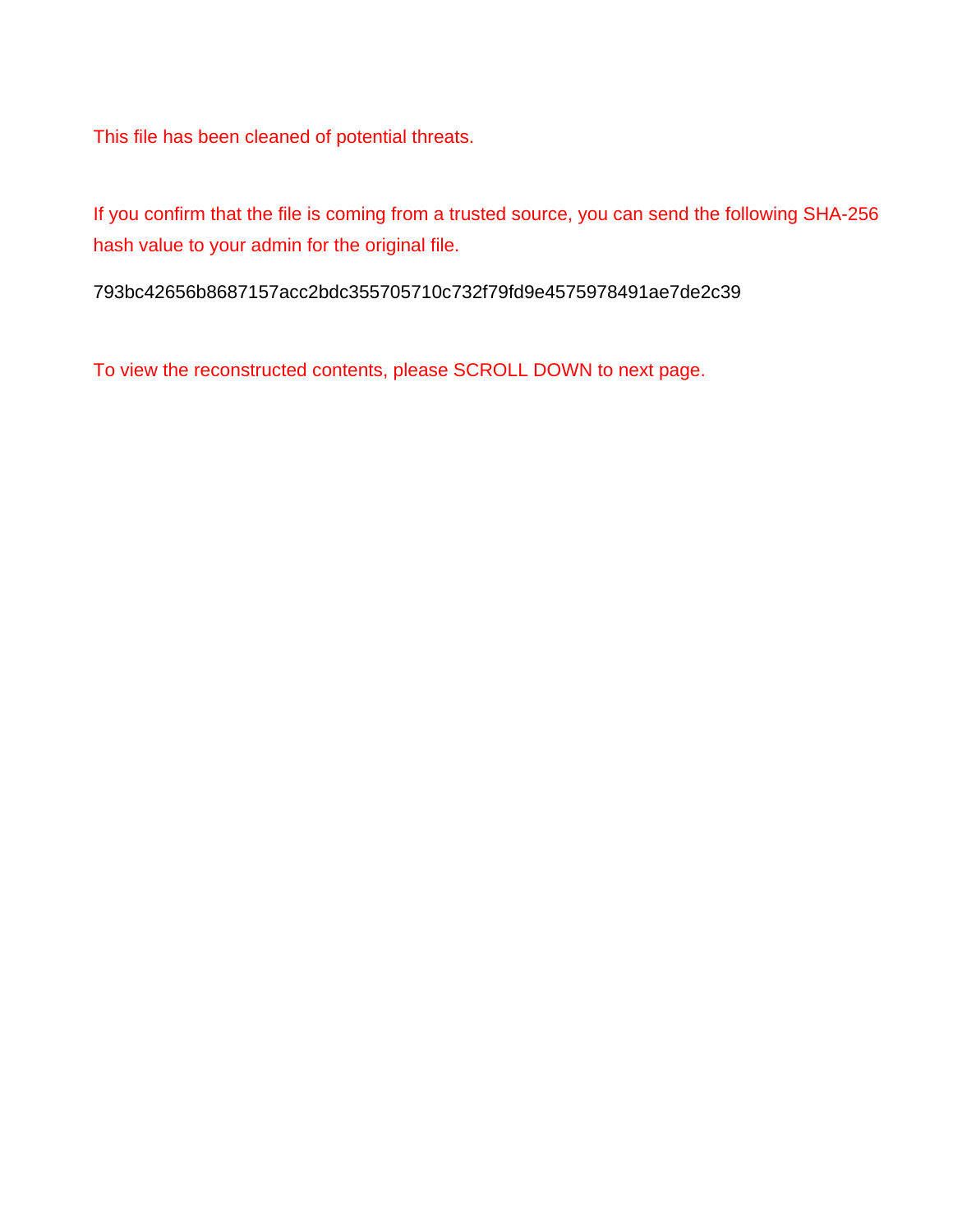This file has been cleaned of potential threats.

If you confirm that the file is coming from a trusted source, you can send the following SHA-256 hash value to your admin for the original file.

793bc42656b8687157acc2bdc355705710c732f79fd9e4575978491ae7de2c39

To view the reconstructed contents, please SCROLL DOWN to next page.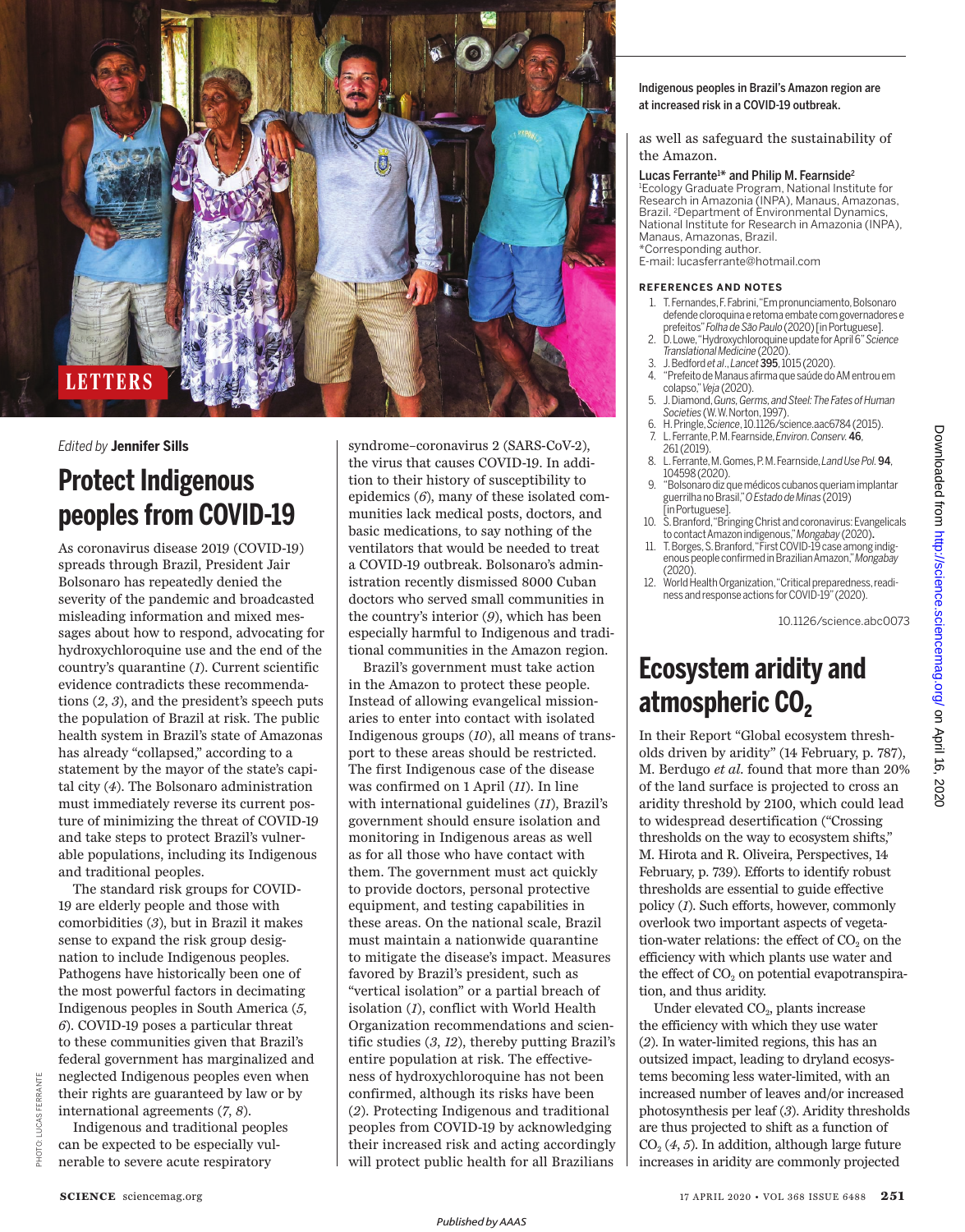LETTERS

Edited by **Jennifer Sills**

# Protect Indigenous peoples from COVID-19

As coronavirus disease 2019 (COVID-19) spreads through Brazil, President Jair Bolsonaro has repeatedly denied the severity of the pandemic and broadcasted misleading information and mixed messages about how to respond, advocating for hydroxychloroquine use and the end of the country's quarantine (*1*). Current scientific evidence contradicts these recommendations (*2*, *3*), and the president's speech puts the population of Brazil at risk. The public health system in Brazil's state of Amazonas has already "collapsed," according to a statement by the mayor of the state's capital city (*4*). The Bolsonaro administration must immediately reverse its current posture of minimizing the threat of COVID-19 and take steps to protect Brazil's vulnerable populations, including its Indigenous and traditional peoples.

The standard risk groups for COVID-19 are elderly people and those with comorbidities (*3*), but in Brazil it makes sense to expand the risk group designation to include Indigenous peoples. Pathogens have historically been one of the most powerful factors in decimating Indigenous peoples in South America (*5*, *6*). COVID-19 poses a particular threat to these communities given that Brazil's federal government has marginalized and neglected Indigenous peoples even when their rights are guaranteed by law or by international agreements (*7*, *8*).

Indigenous and traditional peoples can be expected to be especially vulnerable to severe acute respiratory syndrome–coronavirus 2 (SARS-CoV-2), the virus that causes COVID-19. In addition to their history of susceptibility to epidemics (*6*), many of these isolated communities lack medical posts, doctors, and basic medications, to say nothing of the ventilators that would be needed to treat a COVID-19 outbreak. Bolsonaro's administration recently dismissed 8000 Cuban doctors who served small communities in the country's interior (*9*), which has been especially harmful to Indigenous and traditional communities in the Amazon region.

Brazil's government must take action in the Amazon to protect these people. Instead of allowing evangelical missionaries to enter into contact with isolated Indigenous groups (*10*), all means of transport to these areas should be restricted. The first Indigenous case of the disease was confirmed on 1 April (*11*). In line with international guidelines (*11*), Brazil's government should ensure isolation and monitoring in Indigenous areas as well as for all those who have contact with them. The government must act quickly to provide doctors, personal protective equipment, and testing capabilities in these areas. On the national scale, Brazil must maintain a nationwide quarantine to mitigate the disease's impact. Measures favored by Brazil's president, such as "vertical isolation" or a partial breach of isolation (*1*), conflict with World Health Organization recommendations and scientific studies (*3*, *12*), thereby putting Brazil's entire population at risk. The effectiveness of hydroxychloroquine has not been confirmed, although its risks have been (*2*). Protecting Indigenous and traditional peoples from COVID-19 by acknowledging their increased risk and acting accordingly will protect public health for all Brazilians as well as safeguard the sustainability of the Amazon.

Indigenous peoples in Brazil's Amazon region are at increased risk in a COVID-19 outbreak.

**Lucas Ferrante[1]\* and Philip M. Fearnside[2]**

[1]Ecology Graduate Program, National Institute for Research in Amazonia (INPA), Manaus, Amazonas, Brazil. [2]Department of Environmental Dynamics, National Institute for Research in Amazonia (INPA), Manaus, Amazonas, Brazil.
\*Corresponding author.
E-mail: lucasferrante@hotmail.com

### REFERENCES AND NOTES

1. T. Fernandes, F. Fabrini, "Em pronunciamento, Bolsonaro defende cloroquina e retoma embate com governadores e prefeitos" *Folha de São Paulo* (2020) [in Portuguese].
2. D. Lowe, "Hydroxychloroquine update for April 6" *Science Translational Medicine* (2020).
3. J. Bedford *et al.*, *Lancet* **395**, 1015 (2020).
4. "Prefeito de Manaus afirma que saúde do AM entrou em colapso," *Veja* (2020).
5. J. Diamond, *Guns, Germs, and Steel: The Fates of Human Societies* (W. W. Norton, 1997).
6. H. Pringle, *Science*, 10.1126/science.aac6784 (2015).
7. L. Ferrante, P. M. Fearnside, *Environ. Conserv.* **46**, 261 (2019).
8. L. Ferrante, M. Gomes, P. M. Fearnside, *Land Use Pol.* **94**, 104598 (2020).
9. "Bolsonaro diz que médicos cubanos queriam implantar guerrilha no Brasil," *O Estado de Minas* (2019) [in Portuguese].
10. S. Branford, "Bringing Christ and coronavirus: Evangelicals to contact Amazon indigenous," *Mongabay* (2020).
11. T. Borges, S. Branford, "First COVID-19 case among indigenous people confirmed in Brazilian Amazon," *Mongabay* (2020).
12. World Health Organization, "Critical preparedness, readiness and response actions for COVID-19" (2020).

10.1126/science.abc0073

# Ecosystem aridity and atmospheric $CO_2$

In their Report "Global ecosystem thresholds driven by aridity" (14 February, p. 787), M. Berdugo *et al.* found that more than 20% of the land surface is projected to cross an aridity threshold by 2100, which could lead to widespread desertification ("Crossing thresholds on the way to ecosystem shifts," M. Hirota and R. Oliveira, Perspectives, 14 February, p. 739). Efforts to identify robust thresholds are essential to guide effective policy (*1*). Such efforts, however, commonly overlook two important aspects of vegetation-water relations: the effect of $CO_2$ on the efficiency with which plants use water and the effect of $CO_2$ on potential evapotranspiration, and thus aridity.

Under elevated $CO_2$, plants increase the efficiency with which they use water (*2*). In water-limited regions, this has an outsized impact, leading to dryland ecosystems becoming less water-limited, with an increased number of leaves and/or increased photosynthesis per leaf (*3*). Aridity thresholds are thus projected to shift as a function of $CO_2$ (*4*, *5*). In addition, although large future increases in aridity are commonly projected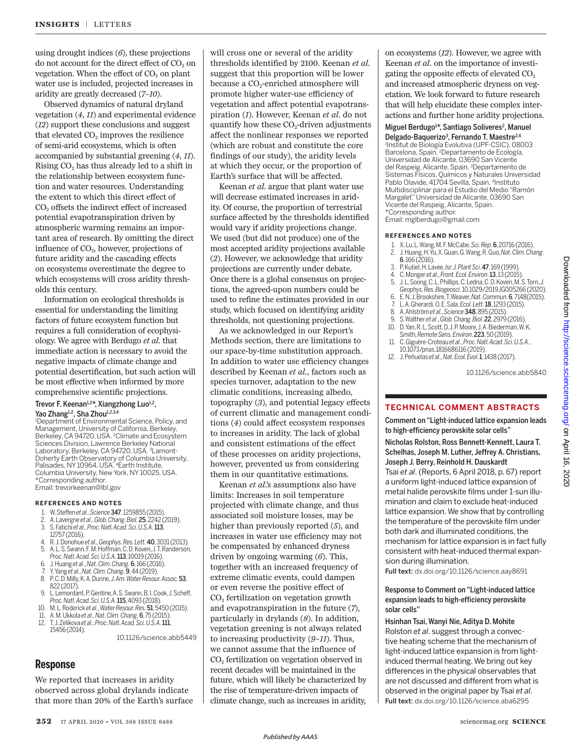using drought indices (*6*), these projections do not account for the direct effect of $CO_2$ on vegetation. When the effect of $CO_2$ on plant water use is included, projected increases in aridity are greatly decreased (*7–10*).

Observed dynamics of natural dryland vegetation (*4*, *11*) and experimental evidence (*12*) support these conclusions and suggest that elevated $CO_2$ improves the resilience of semi-arid ecosystems, which is often accompanied by substantial greening (*4*, *11*). Rising $CO_2$ has thus already led to a shift in the relationship between ecosystem function and water resources. Understanding the extent to which this direct effect of $CO_2$ offsets the indirect effect of increased potential evapotranspiration driven by atmospheric warming remains an important area of research. By omitting the direct influence of $CO_2$, however, projections of future aridity and the cascading effects on ecosystems overestimate the degree to which ecosystems will cross aridity thresholds this century.

Information on ecological thresholds is essential for understanding the limiting factors of future ecosystem function but requires a full consideration of ecophysiology. We agree with Berdugo *et al.* that immediate action is necessary to avoid the negative impacts of climate change and potential desertification, but such action will be most effective when informed by more comprehensive scientific projections.

**Trevor F. Keenan[1,2]*, Xiangzhong Luo[1,2], Yao Zhang[1,2], Sha Zhou[1,2,3,4]**

[1]Department of Environmental Science, Policy, and Management, University of California, Berkeley, Berkeley, CA 94720, USA. [2]Climate and Ecosystem Sciences Division, Lawrence Berkeley National Laboratory, Berkeley, CA 94720, USA. [3]Lamont-Doherty Earth Observatory of Columbia University, Palisades, NY 10964, USA. [4]Earth Institute, Columbia University, New York, NY 10025, USA.
*Corresponding author.
Email: trevorkeenan@lbl.gov

#### REFERENCES AND NOTES

1. W. Steffen *et al.*, *Science* **347**, 1259855 (2015).
2. A. Lavergne *et al.*, *Glob. Chang. Biol.* **25**, 2242 (2019).
3. S. Fatichi *et al.*, *Proc. Natl. Acad. Sci. U.S.A.* **113**, 12757 (2016).
4. R. J. Donohue *et al.*, *Geophys. Res. Lett.* **40**, 3031 (2013).
5. A. L. S. Swann, F. M. Hoffman, C. D. Koven, J. T. Randerson, *Proc. Natl. Acad. Sci. U.S.A.* **113**, 10019 (2016).
6. J. Huang *et al.*, *Nat. Clim. Chang.* **6**, 166 (2016).
7. Y. Yang *et al.*, *Nat. Clim. Chang.* **9**, 44 (2019).
8. P. C. D. Milly, K. A. Dunne, *J. Am. Water Resour. Assoc.* **53**, 822 (2017).
9. L. Lemordant, P. Gentine, A. S. Swann, B. I. Cook, J. Scheff, *Proc. Natl. Acad. Sci. U.S.A.* **115**, 4093 (2018).
10. M. L. Roderick *et al.*, *Water Resour. Res.* **51**, 5450 (2015).
11. A. M. Ukkola *et al.*, *Nat. Clim. Chang.* **6**, 75 (2015).
12. T. J. Zelikova *et al.*, *Proc. Natl. Acad. Sci. U.S.A.* **111**, 15456 (2014).

10.1126/science.abb5449

## Response

We reported that increases in aridity observed across global drylands indicate that more than 20% of the Earth's surface will cross one or several of the aridity thresholds identified by 2100. Keenan *et al.* suggest that this proportion will be lower because a $CO_2$-enriched atmosphere will promote higher water-use efficiency of vegetation and affect potential evapotranspiration (*1*). However, Keenan *et al.* do not quantify how these $CO_2$-driven adjustments affect the nonlinear responses we reported (which are robust and constitute the core findings of our study), the aridity levels at which they occur, or the proportion of Earth's surface that will be affected.

Keenan *et al.* argue that plant water use will decrease estimated increases in aridity. Of course, the proportion of terrestrial surface affected by the thresholds identified would vary if aridity projections change. We used (but did not produce) one of the most accepted aridity projections available (*2*). However, we acknowledge that aridity projections are currently under debate. Once there is a global consensus on projections, the agreed-upon numbers could be used to refine the estimates provided in our study, which focused on identifying aridity thresholds, not questioning projections.

As we acknowledged in our Report's Methods section, there are limitations to our space-by-time substitution approach. In addition to water use efficiency changes described by Keenan *et al.*, factors such as species turnover, adaptation to the new climatic conditions, increasing albedo, topography (*3*), and potential legacy effects of current climatic and management conditions (*4*) could affect ecosystem responses to increases in aridity. The lack of global and consistent estimations of the effect of these processes on aridity projections, however, prevented us from considering them in our quantitative estimations.

Keenan *et al.*'s assumptions also have limits: Increases in soil temperature projected with climate change, and thus associated soil moisture losses, may be higher than previously reported (*5*), and increases in water use efficiency may not be compensated by enhanced dryness driven by ongoing warming (*6*). This, together with an increased frequency of extreme climatic events, could dampen or even reverse the positive effect of $CO_2$ fertilization on vegetation growth and evapotranspiration in the future (*7*), particularly in drylands (*8*). In addition, vegetation greening is not always related to increasing productivity (*9–11*). Thus, we cannot assume that the influence of $CO_2$ fertilization on vegetation observed in recent decades will be maintained in the future, which will likely be characterized by the rise of temperature-driven impacts of climate change, such as increases in aridity, on ecosystems (*12*). However, we agree with Keenan *et al.* on the importance of investigating the opposite effects of elevated $CO_2$ and increased atmospheric dryness on vegetation. We look forward to future research that will help elucidate these complex interactions and further hone aridity projections.

**Miguel Berdugo[1]*, Santiago Soliveres[2], Manuel Delgado-Baquerizo[3], Fernando T. Maestre[2,4]**

[1]Institut de Biología Evolutiva (UPF-CSIC), 08003 Barcelona, Spain. [2]Departamento de Ecología, Universidad de Alicante, 03690 San Vicente del Raspeig, Alicante, Spain. [3]Departamento de Sistemas Físicos, Químicos y Naturales Universidad Pablo Olavide, 41704 Sevilla, Spain. [4]Instituto Multidisciplinar para el Estudio del Medio "Ramón Margalef," Universidad de Alicante, 03690 San Vicente del Raspeig, Alicante, Spain.
*Corresponding author.
Email: mglberdugo@gmail.com

#### REFERENCES AND NOTES

1. X. Lu, L. Wang, M. F. McCabe, *Sci. Rep.* **6**, 20716 (2016).
2. J. Huang, H. Yu, X. Guan, G. Wang, R. Guo, *Nat. Clim. Chang.* **6**, 166 (2016).
3. P. Kutiel, H. Lavee, *Isr. J. Plant Sci.* **47**, 169 (1999).
4. C. Monger *et al.*, *Front. Ecol. Environ.* **13**, 13 (2015).
5. J. L. Soong, C. L. Phillips, C. Ledna, C. D. Koven, M. S. Torn, *J. Geophys. Res. Biogeosci.* 10.1029/2019JG005266 (2020).
6. E. N. J. Brookshire, T. Weaver, *Nat. Commun.* **6**, 7148 (2015).
7. L. A. Gherardi, O. E. Sala, *Ecol. Lett.* **18**, 1293 (2015).
8. A. Ahlström *et al.*, *Science* **348**, 895 (2015).
9. S. Walther *et al.*, *Glob. Chang. Biol.* **22**, 2979 (2016).
10. D. Yan, R. L. Scott, D. J. P. Moore, J. A. Biederman, W. K. Smith, *Remote Sens. Environ.* **223**, 50 (2019).
11. C. Giguère-Croteau *et al.*, *Proc. Natl. Acad. Sci. U.S.A.*, 10.1073/pnas.1816686116 (2019).
12. J. Peñuelas *et al.*, *Nat. Ecol. Evol.* **1**, 1438 (2017).

10.1126/science.abb5840

## TECHNICAL COMMENT ABSTRACTS

### Comment on "Light-induced lattice expansion leads to high-efficiency perovskite solar cells"

**Nicholas Rolston, Ross Bennett-Kennett, Laura T. Schelhas, Joseph M. Luther, Jeffrey A. Christians, Joseph J. Berry, Reinhold H. Dauskardt**

Tsai *et al*. (Reports, 6 April 2018, p. 67) report a uniform light-induced lattice expansion of metal halide perovskite films under 1-sun illumination and claim to exclude heat-induced lattice expansion. We show that by controlling the temperature of the perovskite film under both dark and illuminated conditions, the mechanism for lattice expansion is in fact fully consistent with heat-induced thermal expansion during illumination.

**Full text:** dx.doi.org/10.1126/science.aay8691

### Response to Comment on "Light-induced lattice expansion leads to high-efficiency perovskite solar cells"

**Hsinhan Tsai, Wanyi Nie, Aditya D. Mohite**

Rolston *et al*. suggest through a convective heating scheme that the mechanism of light-induced lattice expansion is from light-induced thermal heating. We bring out key differences in the physical observables that are not discussed and different from what is observed in the original paper by Tsai *et al*.

**Full text:** dx.doi.org/10.1126/science.aba6295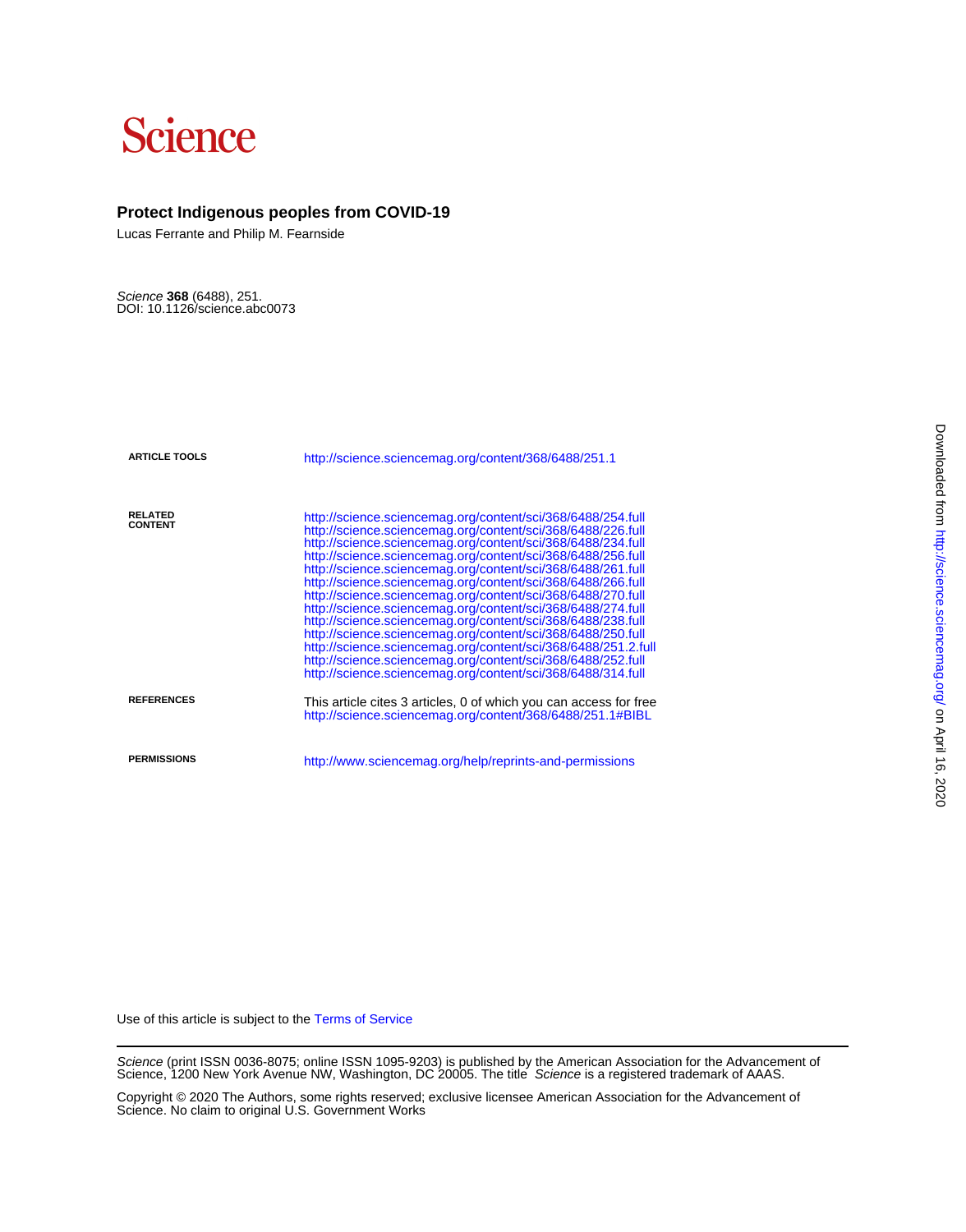# Science

## Protect Indigenous peoples from COVID-19

Lucas Ferrante and Philip M. Fearnside

*Science* **368** (6488), 251.
DOI: 10.1126/science.abc0073

| | |
|---|---|
| **ARTICLE TOOLS** | http://science.sciencemag.org/content/368/6488/251.1 |
| **RELATED CONTENT** | http://science.sciencemag.org/content/sci/368/6488/254.full<br>http://science.sciencemag.org/content/sci/368/6488/226.full<br>http://science.sciencemag.org/content/sci/368/6488/234.full<br>http://science.sciencemag.org/content/sci/368/6488/256.full<br>http://science.sciencemag.org/content/sci/368/6488/261.full<br>http://science.sciencemag.org/content/sci/368/6488/266.full<br>http://science.sciencemag.org/content/sci/368/6488/270.full<br>http://science.sciencemag.org/content/sci/368/6488/274.full<br>http://science.sciencemag.org/content/sci/368/6488/238.full<br>http://science.sciencemag.org/content/sci/368/6488/250.full<br>http://science.sciencemag.org/content/sci/368/6488/251.2.full<br>http://science.sciencemag.org/content/sci/368/6488/252.full<br>http://science.sciencemag.org/content/sci/368/6488/314.full |
| **REFERENCES** | This article cites 3 articles, 0 of which you can access for free<br>http://science.sciencemag.org/content/368/6488/251.1#BIBL |
| **PERMISSIONS** | http://www.sciencemag.org/help/reprints-and-permissions |

Use of this article is subject to the Terms of Service

*Science* (print ISSN 0036-8075; online ISSN 1095-9203) is published by the American Association for the Advancement of Science, 1200 New York Avenue NW, Washington, DC 20005. The title *Science* is a registered trademark of AAAS.

Copyright © 2020 The Authors, some rights reserved; exclusive licensee American Association for the Advancement of Science. No claim to original U.S. Government Works